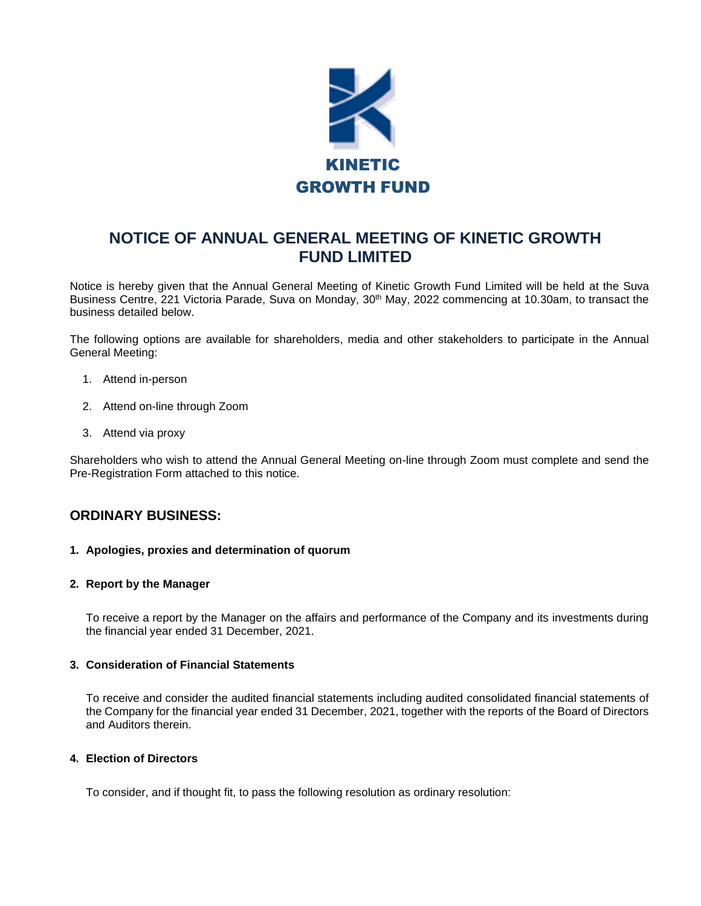KINETIC
GROWTH FUND

# NOTICE OF ANNUAL GENERAL MEETING OF KINETIC GROWTH FUND LIMITED

Notice is hereby given that the Annual General Meeting of Kinetic Growth Fund Limited will be held at the Suva Business Centre, 221 Victoria Parade, Suva on Monday, 30th May, 2022 commencing at 10.30am, to transact the business detailed below.

The following options are available for shareholders, media and other stakeholders to participate in the Annual General Meeting:

1. Attend in-person
2. Attend on-line through Zoom
3. Attend via proxy

Shareholders who wish to attend the Annual General Meeting on-line through Zoom must complete and send the Pre-Registration Form attached to this notice.

## ORDINARY BUSINESS:

**1. Apologies, proxies and determination of quorum**

**2. Report by the Manager**

To receive a report by the Manager on the affairs and performance of the Company and its investments during the financial year ended 31 December, 2021.

**3. Consideration of Financial Statements**

To receive and consider the audited financial statements including audited consolidated financial statements of the Company for the financial year ended 31 December, 2021, together with the reports of the Board of Directors and Auditors therein.

**4. Election of Directors**

To consider, and if thought fit, to pass the following resolution as ordinary resolution: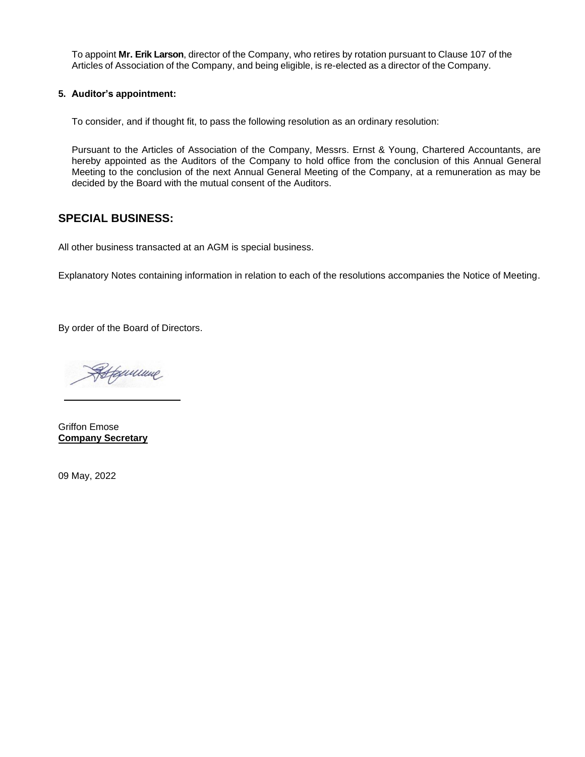To appoint **Mr. Erik Larson**, director of the Company, who retires by rotation pursuant to Clause 107 of the Articles of Association of the Company, and being eligible, is re-elected as a director of the Company.

**5. Auditor's appointment:**

To consider, and if thought fit, to pass the following resolution as an ordinary resolution:

Pursuant to the Articles of Association of the Company, Messrs. Ernst & Young, Chartered Accountants, are hereby appointed as the Auditors of the Company to hold office from the conclusion of this Annual General Meeting to the conclusion of the next Annual General Meeting of the Company, at a remuneration as may be decided by the Board with the mutual consent of the Auditors.

## SPECIAL BUSINESS:

All other business transacted at an AGM is special business.

Explanatory Notes containing information in relation to each of the resolutions accompanies the Notice of Meeting.

By order of the Board of Directors.

Griffon Emose
**Company Secretary**

09 May, 2022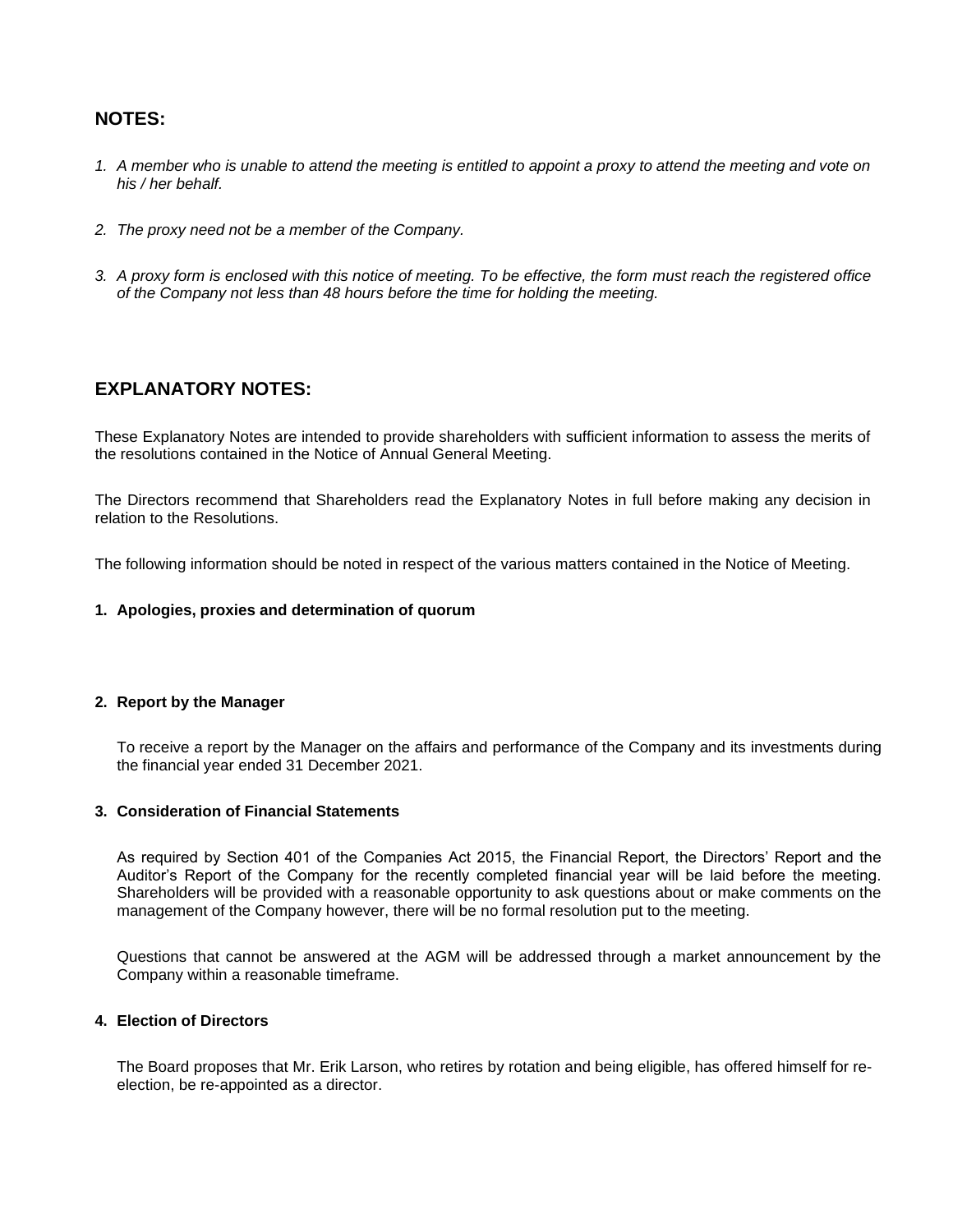## NOTES:

1. *A member who is unable to attend the meeting is entitled to appoint a proxy to attend the meeting and vote on his / her behalf.*

2. *The proxy need not be a member of the Company.*

3. *A proxy form is enclosed with this notice of meeting. To be effective, the form must reach the registered office of the Company not less than 48 hours before the time for holding the meeting.*

## EXPLANATORY NOTES:

These Explanatory Notes are intended to provide shareholders with sufficient information to assess the merits of the resolutions contained in the Notice of Annual General Meeting.

The Directors recommend that Shareholders read the Explanatory Notes in full before making any decision in relation to the Resolutions.

The following information should be noted in respect of the various matters contained in the Notice of Meeting.

**1. Apologies, proxies and determination of quorum**

**2. Report by the Manager**

To receive a report by the Manager on the affairs and performance of the Company and its investments during the financial year ended 31 December 2021.

**3. Consideration of Financial Statements**

As required by Section 401 of the Companies Act 2015, the Financial Report, the Directors' Report and the Auditor's Report of the Company for the recently completed financial year will be laid before the meeting. Shareholders will be provided with a reasonable opportunity to ask questions about or make comments on the management of the Company however, there will be no formal resolution put to the meeting.

Questions that cannot be answered at the AGM will be addressed through a market announcement by the Company within a reasonable timeframe.

**4. Election of Directors**

The Board proposes that Mr. Erik Larson, who retires by rotation and being eligible, has offered himself for re-election, be re-appointed as a director.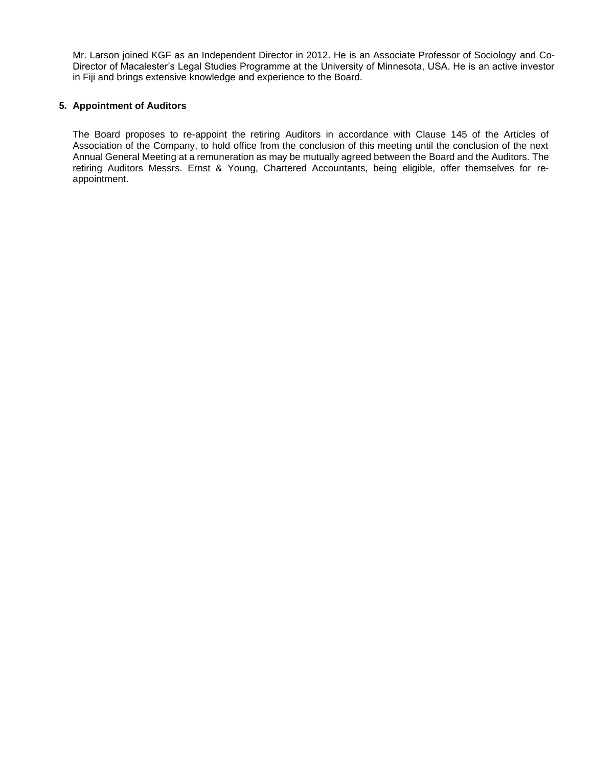Mr. Larson joined KGF as an Independent Director in 2012. He is an Associate Professor of Sociology and Co-Director of Macalester's Legal Studies Programme at the University of Minnesota, USA. He is an active investor in Fiji and brings extensive knowledge and experience to the Board.

## 5. Appointment of Auditors

The Board proposes to re-appoint the retiring Auditors in accordance with Clause 145 of the Articles of Association of the Company, to hold office from the conclusion of this meeting until the conclusion of the next Annual General Meeting at a remuneration as may be mutually agreed between the Board and the Auditors. The retiring Auditors Messrs. Ernst & Young, Chartered Accountants, being eligible, offer themselves for re-appointment.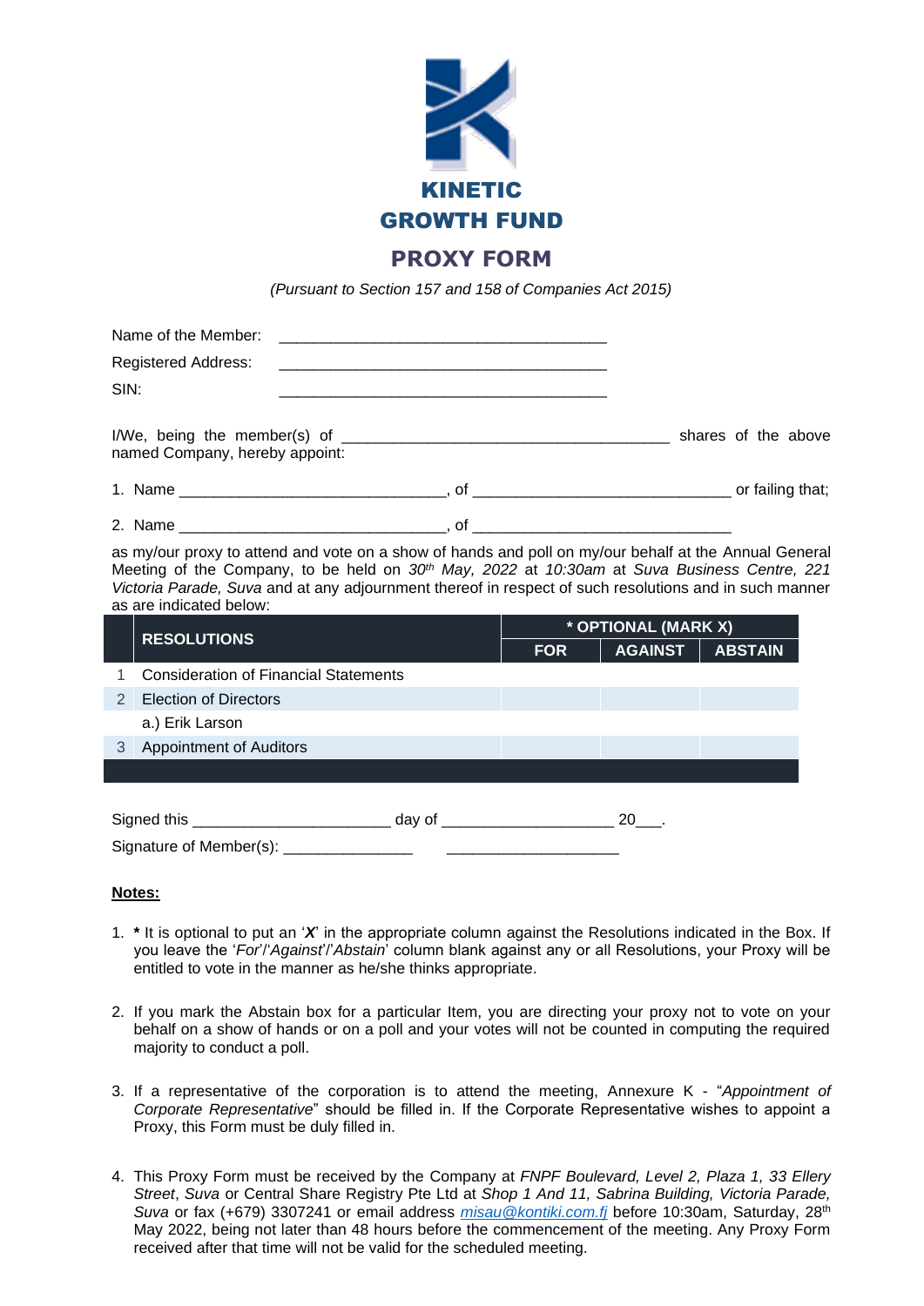# KINETIC GROWTH FUND

## PROXY FORM

*(Pursuant to Section 157 and 158 of Companies Act 2015)*

Name of the Member: ______________________________________

Registered Address: ______________________________________

SIN: ______________________________________

I/We, being the member(s) of ______________________________________ shares of the above named Company, hereby appoint:

1. Name ______________________________, of ______________________________ or failing that;
2. Name ______________________________, of ______________________________

as my/our proxy to attend and vote on a show of hands and poll on my/our behalf at the Annual General Meeting of the Company, to be held on *30th May, 2022* at *10:30am* at *Suva Business Centre, 221 Victoria Parade, Suva* and at any adjournment thereof in respect of such resolutions and in such manner as are indicated below:

| | RESOLUTIONS | * OPTIONAL (MARK X) | | |
|---|---|---|---|---|
| | | FOR | AGAINST | ABSTAIN |
| 1 | Consideration of Financial Statements | | | |
| 2 | Election of Directors | | | |
| | a.) Erik Larson | | | |
| 3 | Appointment of Auditors | | | |

Signed this ______________________ day of ___________________ 20___.

Signature of Member(s): ______________ ___________________

**Notes:**

1. **\*** It is optional to put an '***X***' in the appropriate column against the Resolutions indicated in the Box. If you leave the '*For*'/'*Against*'/'*Abstain*' column blank against any or all Resolutions, your Proxy will be entitled to vote in the manner as he/she thinks appropriate.

2. If you mark the Abstain box for a particular Item, you are directing your proxy not to vote on your behalf on a show of hands or on a poll and your votes will not be counted in computing the required majority to conduct a poll.

3. If a representative of the corporation is to attend the meeting, Annexure K - "*Appointment of Corporate Representative*" should be filled in. If the Corporate Representative wishes to appoint a Proxy, this Form must be duly filled in.

4. This Proxy Form must be received by the Company at *FNPF Boulevard, Level 2, Plaza 1, 33 Ellery Street*, *Suva* or Central Share Registry Pte Ltd at *Shop 1 And 11, Sabrina Building, Victoria Parade, Suva* or fax (+679) 3307241 or email address *misau@kontiki.com.fj* before 10:30am, Saturday, 28th May 2022, being not later than 48 hours before the commencement of the meeting. Any Proxy Form received after that time will not be valid for the scheduled meeting.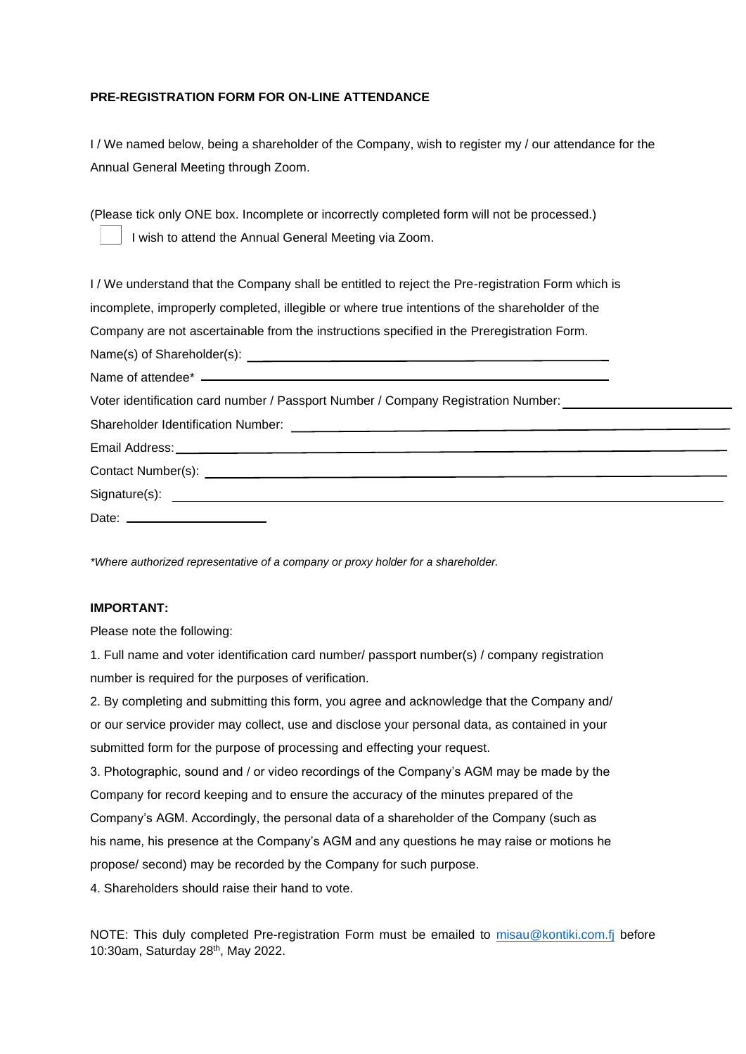**PRE-REGISTRATION FORM FOR ON-LINE ATTENDANCE**

I / We named below, being a shareholder of the Company, wish to register my / our attendance for the Annual General Meeting through Zoom.

(Please tick only ONE box. Incomplete or incorrectly completed form will not be processed.)

☐ I wish to attend the Annual General Meeting via Zoom.

I / We understand that the Company shall be entitled to reject the Pre-registration Form which is incomplete, improperly completed, illegible or where true intentions of the shareholder of the Company are not ascertainable from the instructions specified in the Preregistration Form.

Name(s) of Shareholder(s): ______________________________

Name of attendee* ______________________________

Voter identification card number / Passport Number / Company Registration Number: ______________________________

Shareholder Identification Number: ______________________________

Email Address: ______________________________

Contact Number(s): ______________________________

Signature(s): ______________________________

Date: ______________________________

*\*Where authorized representative of a company or proxy holder for a shareholder.*

**IMPORTANT:**

Please note the following:

1. Full name and voter identification card number/ passport number(s) / company registration number is required for the purposes of verification.
2. By completing and submitting this form, you agree and acknowledge that the Company and/ or our service provider may collect, use and disclose your personal data, as contained in your submitted form for the purpose of processing and effecting your request.
3. Photographic, sound and / or video recordings of the Company's AGM may be made by the Company for record keeping and to ensure the accuracy of the minutes prepared of the Company's AGM. Accordingly, the personal data of a shareholder of the Company (such as his name, his presence at the Company's AGM and any questions he may raise or motions he propose/ second) may be recorded by the Company for such purpose.
4. Shareholders should raise their hand to vote.

NOTE: This duly completed Pre-registration Form must be emailed to misau@kontiki.com.fj before 10:30am, Saturday 28th, May 2022.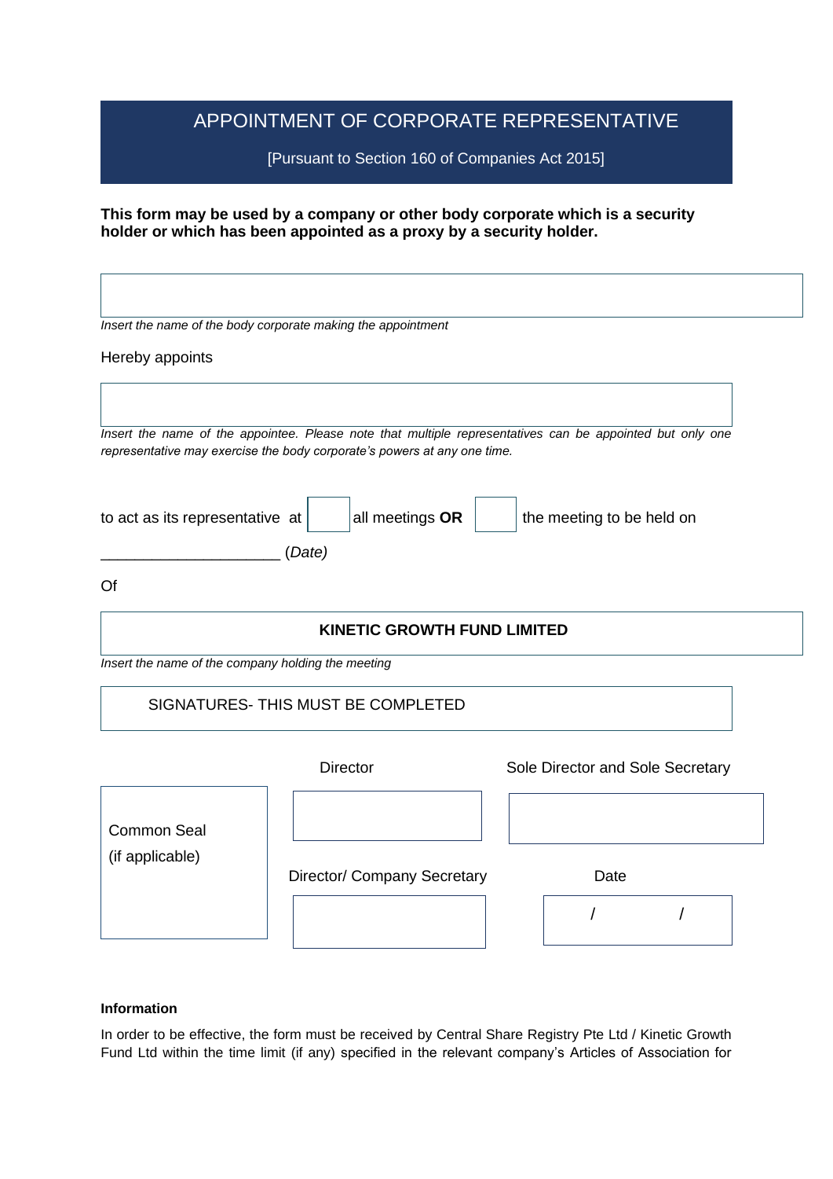# APPOINTMENT OF CORPORATE REPRESENTATIVE

[Pursuant to Section 160 of Companies Act 2015]

**This form may be used by a company or other body corporate which is a security holder or which has been appointed as a proxy by a security holder.**

| |
|---|
| |

*Insert the name of the body corporate making the appointment*

Hereby appoints

| |
|---|
| |

*Insert the name of the appointee. Please note that multiple representatives can be appointed but only one representative may exercise the body corporate's powers at any one time.*

to act as its representative at ☐ all meetings **OR** ☐ the meeting to be held on

____________________ (*Date*)

Of

| **KINETIC GROWTH FUND LIMITED** |
|---|

*Insert the name of the company holding the meeting*

| SIGNATURES- THIS MUST BE COMPLETED |
|---|

| Common Seal (if applicable) | Director | Sole Director and Sole Secretary |
|---|---|---|
| | | |
| | Director/ Company Secretary | Date |
| | | / / |

**Information**

In order to be effective, the form must be received by Central Share Registry Pte Ltd / Kinetic Growth Fund Ltd within the time limit (if any) specified in the relevant company's Articles of Association for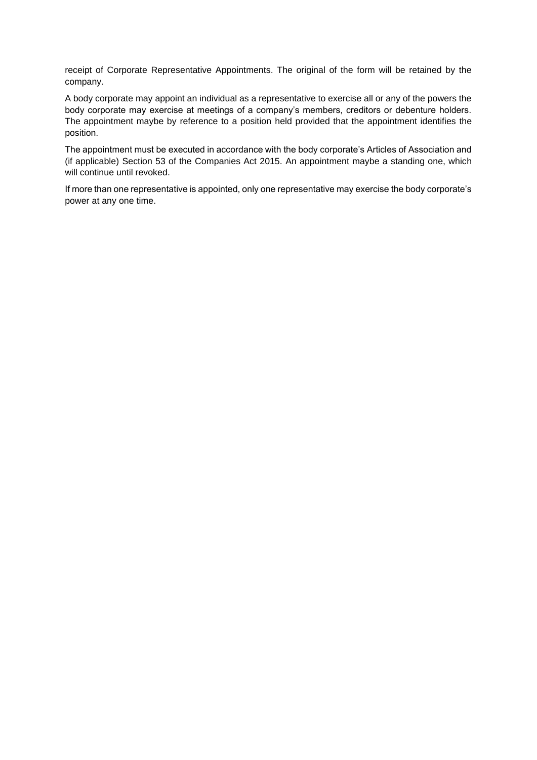receipt of Corporate Representative Appointments. The original of the form will be retained by the company.

A body corporate may appoint an individual as a representative to exercise all or any of the powers the body corporate may exercise at meetings of a company's members, creditors or debenture holders. The appointment maybe by reference to a position held provided that the appointment identifies the position.

The appointment must be executed in accordance with the body corporate's Articles of Association and (if applicable) Section 53 of the Companies Act 2015. An appointment maybe a standing one, which will continue until revoked.

If more than one representative is appointed, only one representative may exercise the body corporate's power at any one time.